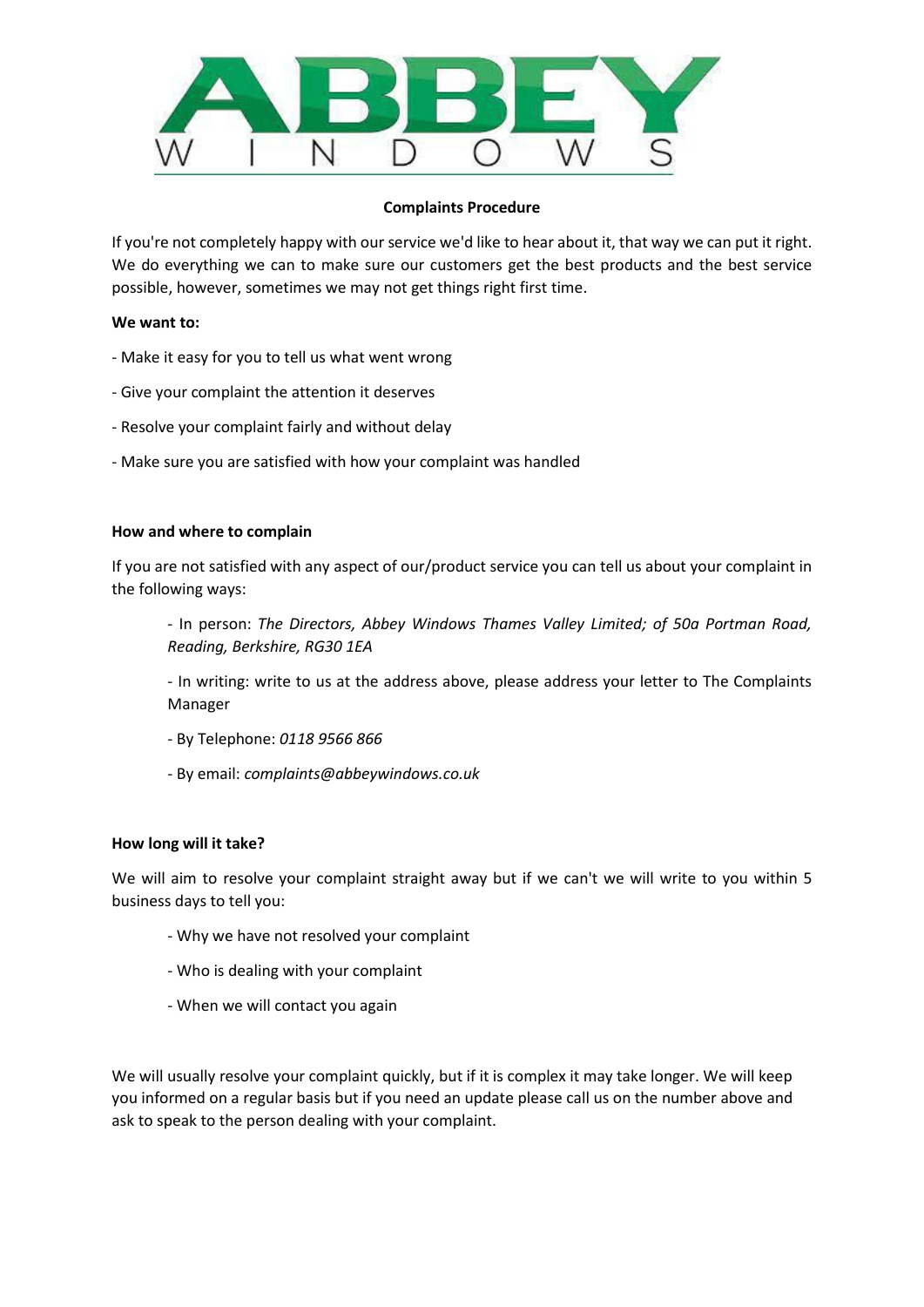ABBEY WINDOWS

# Complaints Procedure

If you're not completely happy with our service we'd like to hear about it, that way we can put it right. We do everything we can to make sure our customers get the best products and the best service possible, however, sometimes we may not get things right first time.

**We want to:**

- Make it easy for you to tell us what went wrong
- Give your complaint the attention it deserves
- Resolve your complaint fairly and without delay
- Make sure you are satisfied with how your complaint was handled

**How and where to complain**

If you are not satisfied with any aspect of our/product service you can tell us about your complaint in the following ways:

- In person: *The Directors, Abbey Windows Thames Valley Limited; of 50a Portman Road, Reading, Berkshire, RG30 1EA*
- In writing: write to us at the address above, please address your letter to The Complaints Manager
- By Telephone: *0118 9566 866*
- By email: *complaints@abbeywindows.co.uk*

**How long will it take?**

We will aim to resolve your complaint straight away but if we can't we will write to you within 5 business days to tell you:

- Why we have not resolved your complaint
- Who is dealing with your complaint
- When we will contact you again

We will usually resolve your complaint quickly, but if it is complex it may take longer. We will keep you informed on a regular basis but if you need an update please call us on the number above and ask to speak to the person dealing with your complaint.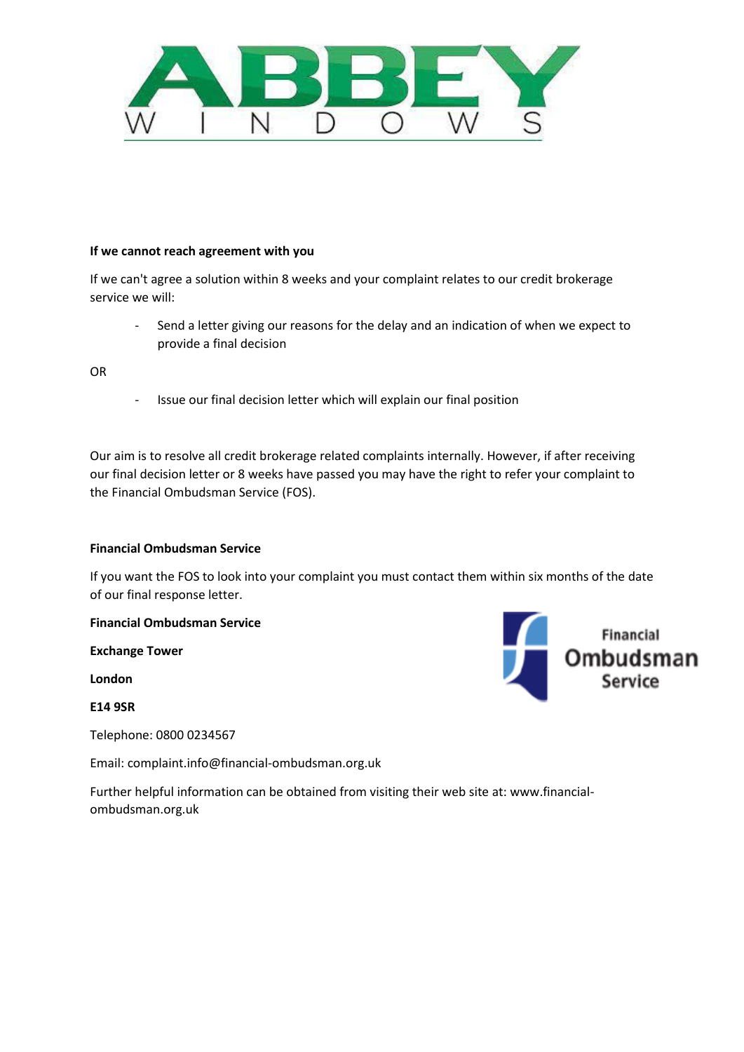**If we cannot reach agreement with you**

If we can't agree a solution within 8 weeks and your complaint relates to our credit brokerage service we will:

- Send a letter giving our reasons for the delay and an indication of when we expect to provide a final decision

OR

- Issue our final decision letter which will explain our final position

Our aim is to resolve all credit brokerage related complaints internally. However, if after receiving our final decision letter or 8 weeks have passed you may have the right to refer your complaint to the Financial Ombudsman Service (FOS).

**Financial Ombudsman Service**

If you want the FOS to look into your complaint you must contact them within six months of the date of our final response letter.

**Financial Ombudsman Service**

**Exchange Tower**

**London**

**E14 9SR**

Telephone: 0800 0234567

Email: complaint.info@financial-ombudsman.org.uk

Further helpful information can be obtained from visiting their web site at: www.financial-ombudsman.org.uk